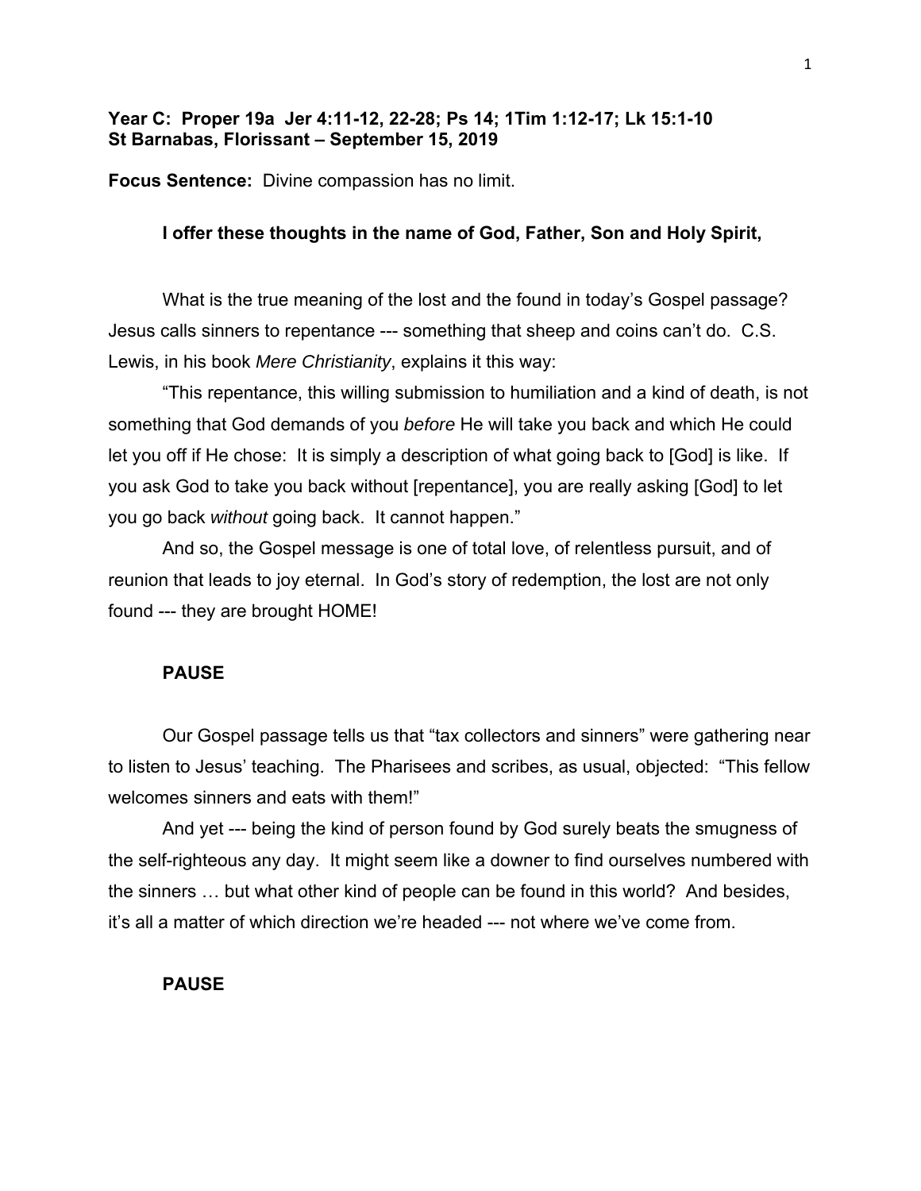**Year C: Proper 19a Jer 4:11-12, 22-28; Ps 14; 1Tim 1:12-17; Lk 15:1-10**
**St Barnabas, Florissant – September 15, 2019**

**Focus Sentence:** Divine compassion has no limit.

**I offer these thoughts in the name of God, Father, Son and Holy Spirit,**

What is the true meaning of the lost and the found in today's Gospel passage? Jesus calls sinners to repentance --- something that sheep and coins can't do. C.S. Lewis, in his book *Mere Christianity*, explains it this way:

"This repentance, this willing submission to humiliation and a kind of death, is not something that God demands of you *before* He will take you back and which He could let you off if He chose: It is simply a description of what going back to [God] is like. If you ask God to take you back without [repentance], you are really asking [God] to let you go back *without* going back. It cannot happen."

And so, the Gospel message is one of total love, of relentless pursuit, and of reunion that leads to joy eternal. In God's story of redemption, the lost are not only found --- they are brought HOME!

**PAUSE**

Our Gospel passage tells us that "tax collectors and sinners" were gathering near to listen to Jesus' teaching. The Pharisees and scribes, as usual, objected: "This fellow welcomes sinners and eats with them!"

And yet --- being the kind of person found by God surely beats the smugness of the self-righteous any day. It might seem like a downer to find ourselves numbered with the sinners … but what other kind of people can be found in this world? And besides, it's all a matter of which direction we're headed --- not where we've come from.

**PAUSE**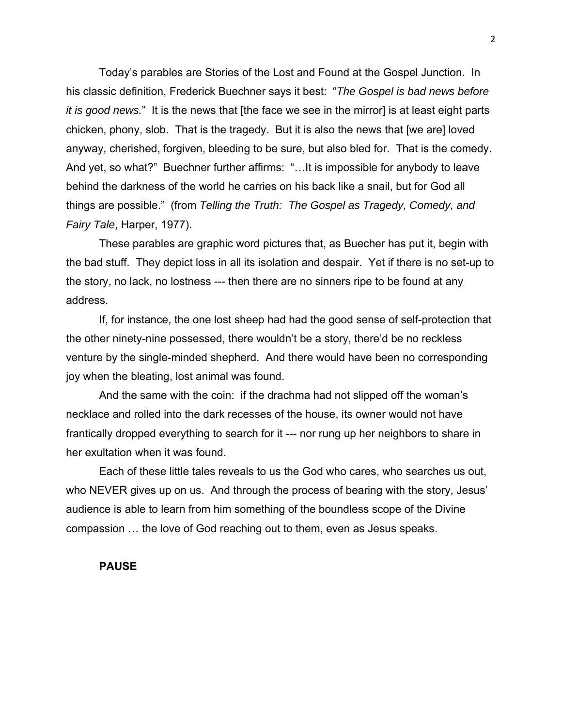Today's parables are Stories of the Lost and Found at the Gospel Junction. In his classic definition, Frederick Buechner says it best: "*The Gospel is bad news before it is good news.*" It is the news that [the face we see in the mirror] is at least eight parts chicken, phony, slob. That is the tragedy. But it is also the news that [we are] loved anyway, cherished, forgiven, bleeding to be sure, but also bled for. That is the comedy. And yet, so what?" Buechner further affirms: "…It is impossible for anybody to leave behind the darkness of the world he carries on his back like a snail, but for God all things are possible." (from *Telling the Truth: The Gospel as Tragedy, Comedy, and Fairy Tale*, Harper, 1977).

These parables are graphic word pictures that, as Buecher has put it, begin with the bad stuff. They depict loss in all its isolation and despair. Yet if there is no set-up to the story, no lack, no lostness --- then there are no sinners ripe to be found at any address.

If, for instance, the one lost sheep had had the good sense of self-protection that the other ninety-nine possessed, there wouldn't be a story, there'd be no reckless venture by the single-minded shepherd. And there would have been no corresponding joy when the bleating, lost animal was found.

And the same with the coin: if the drachma had not slipped off the woman's necklace and rolled into the dark recesses of the house, its owner would not have frantically dropped everything to search for it --- nor rung up her neighbors to share in her exultation when it was found.

Each of these little tales reveals to us the God who cares, who searches us out, who NEVER gives up on us. And through the process of bearing with the story, Jesus' audience is able to learn from him something of the boundless scope of the Divine compassion … the love of God reaching out to them, even as Jesus speaks.

**PAUSE**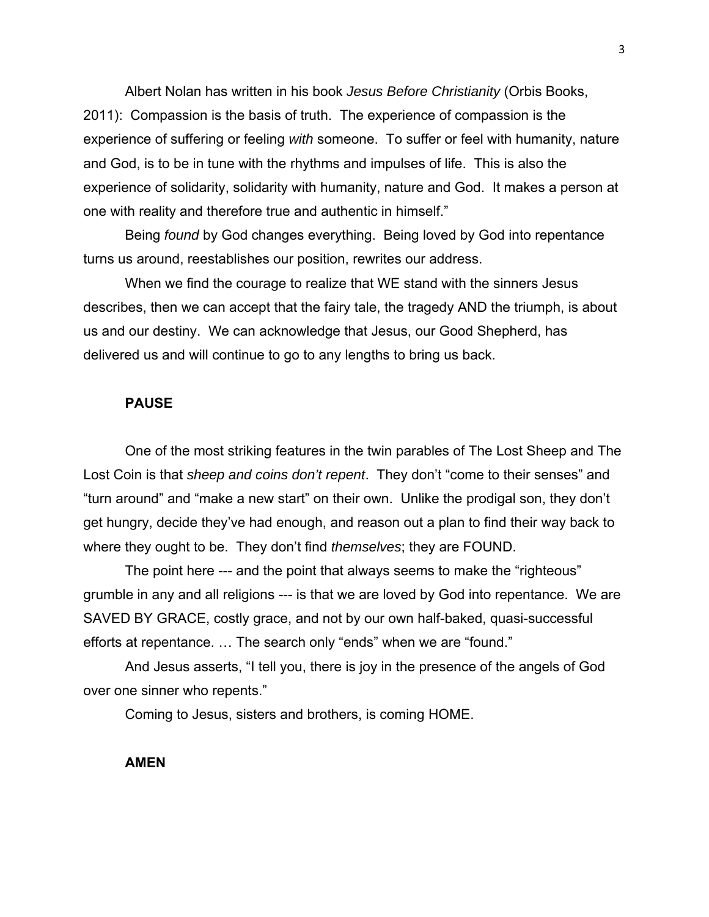Albert Nolan has written in his book *Jesus Before Christianity* (Orbis Books, 2011): Compassion is the basis of truth. The experience of compassion is the experience of suffering or feeling *with* someone. To suffer or feel with humanity, nature and God, is to be in tune with the rhythms and impulses of life. This is also the experience of solidarity, solidarity with humanity, nature and God. It makes a person at one with reality and therefore true and authentic in himself."

Being *found* by God changes everything. Being loved by God into repentance turns us around, reestablishes our position, rewrites our address.

When we find the courage to realize that WE stand with the sinners Jesus describes, then we can accept that the fairy tale, the tragedy AND the triumph, is about us and our destiny. We can acknowledge that Jesus, our Good Shepherd, has delivered us and will continue to go to any lengths to bring us back.

**PAUSE**

One of the most striking features in the twin parables of The Lost Sheep and The Lost Coin is that *sheep and coins don't repent*. They don't "come to their senses" and "turn around" and "make a new start" on their own. Unlike the prodigal son, they don't get hungry, decide they've had enough, and reason out a plan to find their way back to where they ought to be. They don't find *themselves*; they are FOUND.

The point here --- and the point that always seems to make the "righteous" grumble in any and all religions --- is that we are loved by God into repentance. We are SAVED BY GRACE, costly grace, and not by our own half-baked, quasi-successful efforts at repentance. … The search only "ends" when we are "found."

And Jesus asserts, "I tell you, there is joy in the presence of the angels of God over one sinner who repents."

Coming to Jesus, sisters and brothers, is coming HOME.

**AMEN**